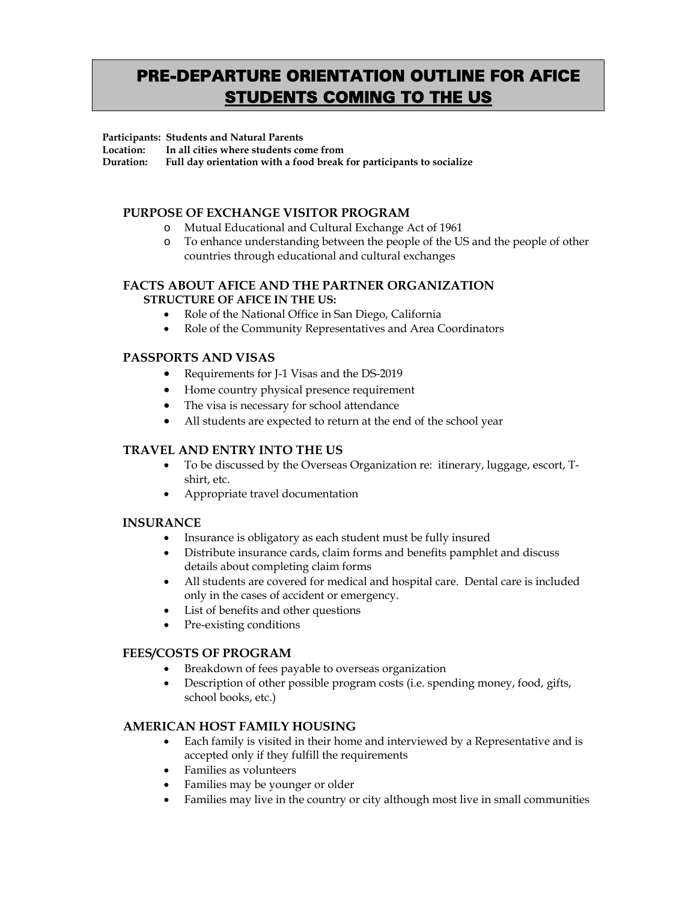# PRE-DEPARTURE ORIENTATION OUTLINE FOR AFICE STUDENTS COMING TO THE US

**Participants: Students and Natural Parents**
**Location: In all cities where students come from**
**Duration: Full day orientation with a food break for participants to socialize**

## PURPOSE OF EXCHANGE VISITOR PROGRAM

- Mutual Educational and Cultural Exchange Act of 1961
- To enhance understanding between the people of the US and the people of other countries through educational and cultural exchanges

## FACTS ABOUT AFICE AND THE PARTNER ORGANIZATION

### STRUCTURE OF AFICE IN THE US:

- Role of the National Office in San Diego, California
- Role of the Community Representatives and Area Coordinators

## PASSPORTS AND VISAS

- Requirements for J-1 Visas and the DS-2019
- Home country physical presence requirement
- The visa is necessary for school attendance
- All students are expected to return at the end of the school year

## TRAVEL AND ENTRY INTO THE US

- To be discussed by the Overseas Organization re: itinerary, luggage, escort, T-shirt, etc.
- Appropriate travel documentation

## INSURANCE

- Insurance is obligatory as each student must be fully insured
- Distribute insurance cards, claim forms and benefits pamphlet and discuss details about completing claim forms
- All students are covered for medical and hospital care. Dental care is included only in the cases of accident or emergency.
- List of benefits and other questions
- Pre-existing conditions

## FEES/COSTS OF PROGRAM

- Breakdown of fees payable to overseas organization
- Description of other possible program costs (i.e. spending money, food, gifts, school books, etc.)

## AMERICAN HOST FAMILY HOUSING

- Each family is visited in their home and interviewed by a Representative and is accepted only if they fulfill the requirements
- Families as volunteers
- Families may be younger or older
- Families may live in the country or city although most live in small communities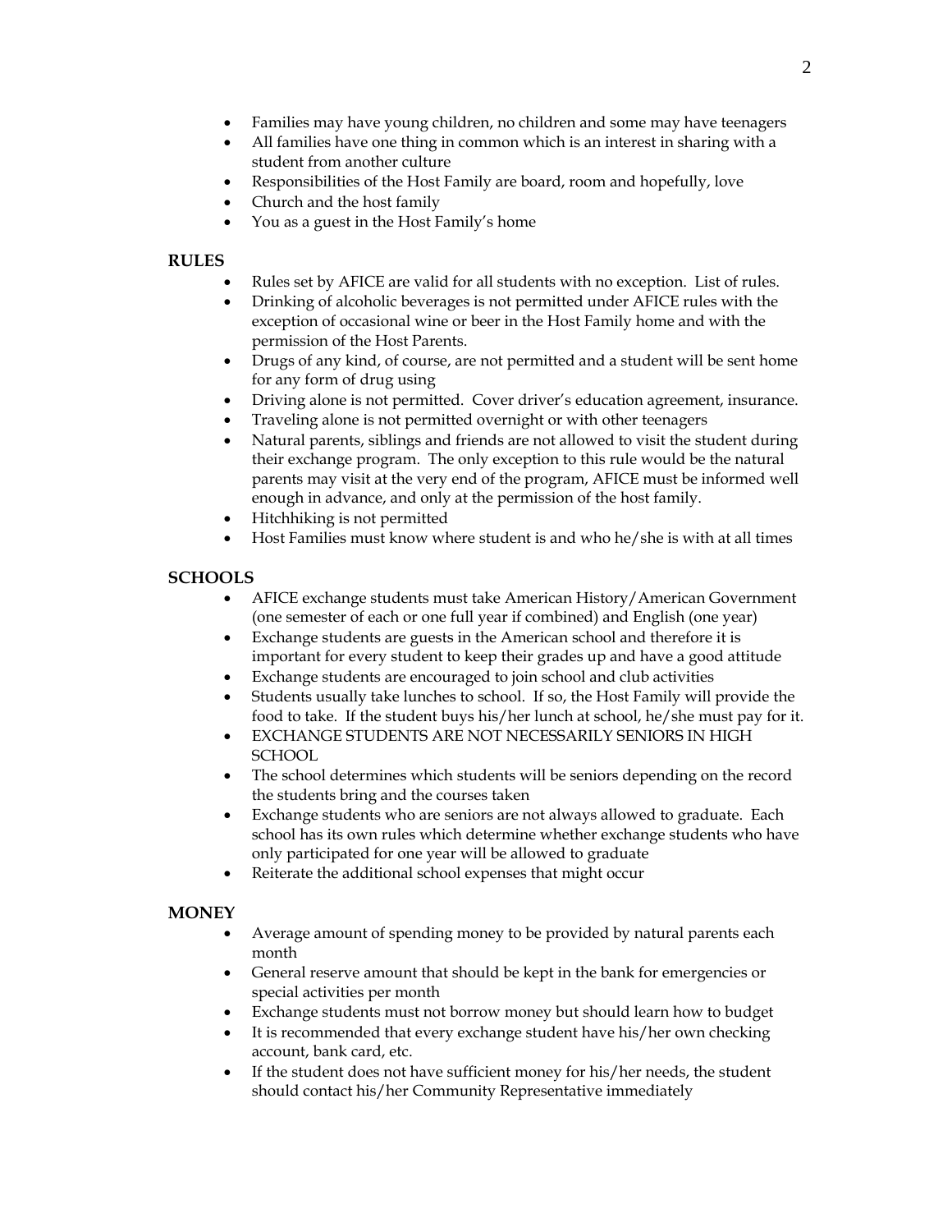- Families may have young children, no children and some may have teenagers
- All families have one thing in common which is an interest in sharing with a student from another culture
- Responsibilities of the Host Family are board, room and hopefully, love
- Church and the host family
- You as a guest in the Host Family's home

**RULES**

- Rules set by AFICE are valid for all students with no exception. List of rules.
- Drinking of alcoholic beverages is not permitted under AFICE rules with the exception of occasional wine or beer in the Host Family home and with the permission of the Host Parents.
- Drugs of any kind, of course, are not permitted and a student will be sent home for any form of drug using
- Driving alone is not permitted. Cover driver's education agreement, insurance.
- Traveling alone is not permitted overnight or with other teenagers
- Natural parents, siblings and friends are not allowed to visit the student during their exchange program. The only exception to this rule would be the natural parents may visit at the very end of the program, AFICE must be informed well enough in advance, and only at the permission of the host family.
- Hitchhiking is not permitted
- Host Families must know where student is and who he/she is with at all times

**SCHOOLS**

- AFICE exchange students must take American History/American Government (one semester of each or one full year if combined) and English (one year)
- Exchange students are guests in the American school and therefore it is important for every student to keep their grades up and have a good attitude
- Exchange students are encouraged to join school and club activities
- Students usually take lunches to school. If so, the Host Family will provide the food to take. If the student buys his/her lunch at school, he/she must pay for it.
- EXCHANGE STUDENTS ARE NOT NECESSARILY SENIORS IN HIGH SCHOOL
- The school determines which students will be seniors depending on the record the students bring and the courses taken
- Exchange students who are seniors are not always allowed to graduate. Each school has its own rules which determine whether exchange students who have only participated for one year will be allowed to graduate
- Reiterate the additional school expenses that might occur

**MONEY**

- Average amount of spending money to be provided by natural parents each month
- General reserve amount that should be kept in the bank for emergencies or special activities per month
- Exchange students must not borrow money but should learn how to budget
- It is recommended that every exchange student have his/her own checking account, bank card, etc.
- If the student does not have sufficient money for his/her needs, the student should contact his/her Community Representative immediately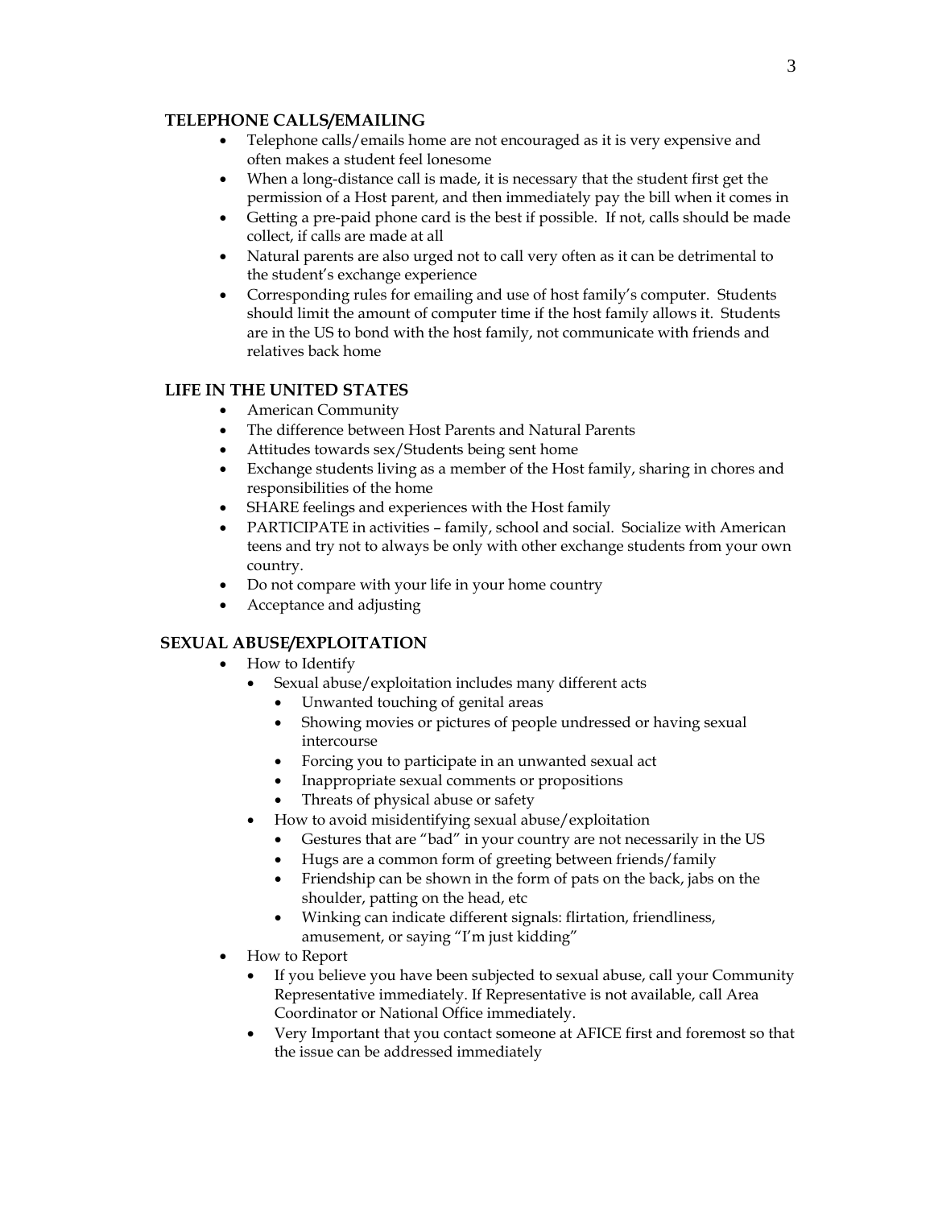## TELEPHONE CALLS/EMAILING

- Telephone calls/emails home are not encouraged as it is very expensive and often makes a student feel lonesome
- When a long-distance call is made, it is necessary that the student first get the permission of a Host parent, and then immediately pay the bill when it comes in
- Getting a pre-paid phone card is the best if possible. If not, calls should be made collect, if calls are made at all
- Natural parents are also urged not to call very often as it can be detrimental to the student's exchange experience
- Corresponding rules for emailing and use of host family's computer. Students should limit the amount of computer time if the host family allows it. Students are in the US to bond with the host family, not communicate with friends and relatives back home

## LIFE IN THE UNITED STATES

- American Community
- The difference between Host Parents and Natural Parents
- Attitudes towards sex/Students being sent home
- Exchange students living as a member of the Host family, sharing in chores and responsibilities of the home
- SHARE feelings and experiences with the Host family
- PARTICIPATE in activities – family, school and social. Socialize with American teens and try not to always be only with other exchange students from your own country.
- Do not compare with your life in your home country
- Acceptance and adjusting

## SEXUAL ABUSE/EXPLOITATION

- How to Identify
  - Sexual abuse/exploitation includes many different acts
    - Unwanted touching of genital areas
    - Showing movies or pictures of people undressed or having sexual intercourse
    - Forcing you to participate in an unwanted sexual act
    - Inappropriate sexual comments or propositions
    - Threats of physical abuse or safety
  - How to avoid misidentifying sexual abuse/exploitation
    - Gestures that are "bad" in your country are not necessarily in the US
    - Hugs are a common form of greeting between friends/family
    - Friendship can be shown in the form of pats on the back, jabs on the shoulder, patting on the head, etc
    - Winking can indicate different signals: flirtation, friendliness, amusement, or saying "I'm just kidding"
- How to Report
  - If you believe you have been subjected to sexual abuse, call your Community Representative immediately. If Representative is not available, call Area Coordinator or National Office immediately.
  - Very Important that you contact someone at AFICE first and foremost so that the issue can be addressed immediately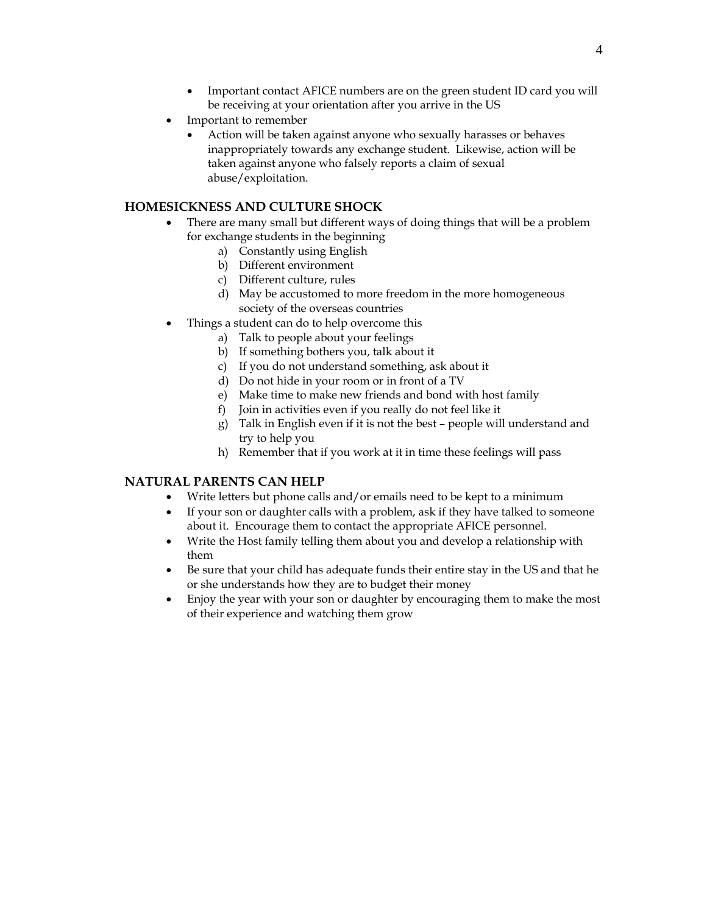- Important contact AFICE numbers are on the green student ID card you will be receiving at your orientation after you arrive in the US
- Important to remember
  - Action will be taken against anyone who sexually harasses or behaves inappropriately towards any exchange student. Likewise, action will be taken against anyone who falsely reports a claim of sexual abuse/exploitation.

**HOMESICKNESS AND CULTURE SHOCK**

- There are many small but different ways of doing things that will be a problem for exchange students in the beginning
  a) Constantly using English
  b) Different environment
  c) Different culture, rules
  d) May be accustomed to more freedom in the more homogeneous society of the overseas countries
- Things a student can do to help overcome this
  a) Talk to people about your feelings
  b) If something bothers you, talk about it
  c) If you do not understand something, ask about it
  d) Do not hide in your room or in front of a TV
  e) Make time to make new friends and bond with host family
  f) Join in activities even if you really do not feel like it
  g) Talk in English even if it is not the best – people will understand and try to help you
  h) Remember that if you work at it in time these feelings will pass

**NATURAL PARENTS CAN HELP**

- Write letters but phone calls and/or emails need to be kept to a minimum
- If your son or daughter calls with a problem, ask if they have talked to someone about it. Encourage them to contact the appropriate AFICE personnel.
- Write the Host family telling them about you and develop a relationship with them
- Be sure that your child has adequate funds their entire stay in the US and that he or she understands how they are to budget their money
- Enjoy the year with your son or daughter by encouraging them to make the most of their experience and watching them grow